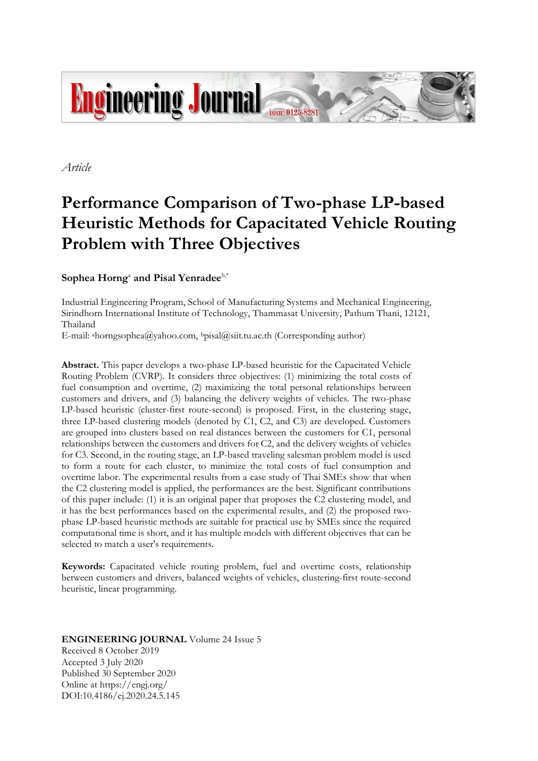*Article*

# Performance Comparison of Two-phase LP-based Heuristic Methods for Capacitated Vehicle Routing Problem with Three Objectives

**Sophea Horng**[a] **and Pisal Yenradee**[b,*]

Industrial Engineering Program, School of Manufacturing Systems and Mechanical Engineering, Sirindhorn International Institute of Technology, Thammasat University, Pathum Thani, 12121, Thailand

E-mail: [a]horngsophea@yahoo.com, [b]pisal@siit.tu.ac.th (Corresponding author)

**Abstract.** This paper develops a two-phase LP-based heuristic for the Capacitated Vehicle Routing Problem (CVRP). It considers three objectives: (1) minimizing the total costs of fuel consumption and overtime, (2) maximizing the total personal relationships between customers and drivers, and (3) balancing the delivery weights of vehicles. The two-phase LP-based heuristic (cluster-first route-second) is proposed. First, in the clustering stage, three LP-based clustering models (denoted by C1, C2, and C3) are developed. Customers are grouped into clusters based on real distances between the customers for C1, personal relationships between the customers and drivers for C2, and the delivery weights of vehicles for C3. Second, in the routing stage, an LP-based traveling salesman problem model is used to form a route for each cluster, to minimize the total costs of fuel consumption and overtime labor. The experimental results from a case study of Thai SMEs show that when the C2 clustering model is applied, the performances are the best. Significant contributions of this paper include: (1) it is an original paper that proposes the C2 clustering model, and it has the best performances based on the experimental results, and (2) the proposed two-phase LP-based heuristic methods are suitable for practical use by SMEs since the required computational time is short, and it has multiple models with different objectives that can be selected to match a user's requirements.

**Keywords:** Capacitated vehicle routing problem, fuel and overtime costs, relationship between customers and drivers, balanced weights of vehicles, clustering-first route-second heuristic, linear programming.

**ENGINEERING JOURNAL** Volume 24 Issue 5
Received 8 October 2019
Accepted 3 July 2020
Published 30 September 2020
Online at https://engj.org/
DOI:10.4186/ej.2020.24.5.145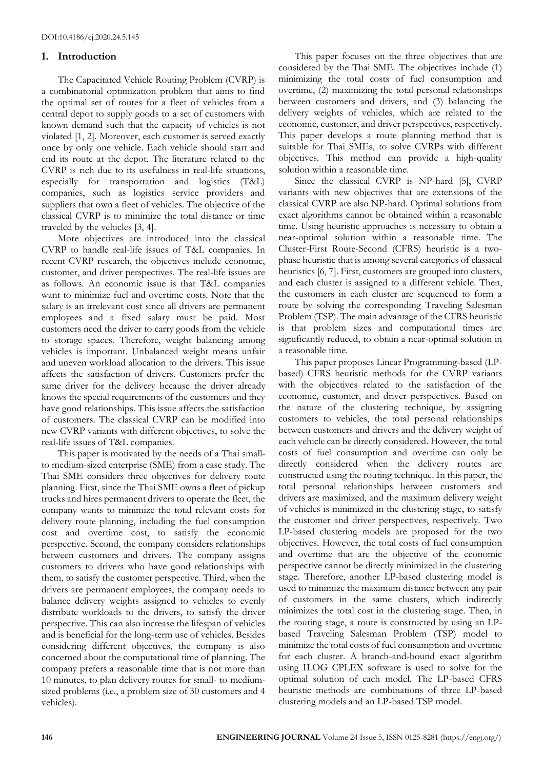## 1. Introduction

The Capacitated Vehicle Routing Problem (CVRP) is a combinatorial optimization problem that aims to find the optimal set of routes for a fleet of vehicles from a central depot to supply goods to a set of customers with known demand such that the capacity of vehicles is not violated [1, 2]. Moreover, each customer is served exactly once by only one vehicle. Each vehicle should start and end its route at the depot. The literature related to the CVRP is rich due to its usefulness in real-life situations, especially for transportation and logistics (T&L) companies, such as logistics service providers and suppliers that own a fleet of vehicles. The objective of the classical CVRP is to minimize the total distance or time traveled by the vehicles [3, 4].

More objectives are introduced into the classical CVRP to handle real-life issues of T&L companies. In recent CVRP research, the objectives include economic, customer, and driver perspectives. The real-life issues are as follows. An economic issue is that T&L companies want to minimize fuel and overtime costs. Note that the salary is an irrelevant cost since all drivers are permanent employees and a fixed salary must be paid. Most customers need the driver to carry goods from the vehicle to storage spaces. Therefore, weight balancing among vehicles is important. Unbalanced weight means unfair and uneven workload allocation to the drivers. This issue affects the satisfaction of drivers. Customers prefer the same driver for the delivery because the driver already knows the special requirements of the customers and they have good relationships. This issue affects the satisfaction of customers. The classical CVRP can be modified into new CVRP variants with different objectives, to solve the real-life issues of T&L companies.

This paper is motivated by the needs of a Thai small-to medium-sized enterprise (SME) from a case study. The Thai SME considers three objectives for delivery route planning. First, since the Thai SME owns a fleet of pickup trucks and hires permanent drivers to operate the fleet, the company wants to minimize the total relevant costs for delivery route planning, including the fuel consumption cost and overtime cost, to satisfy the economic perspective. Second, the company considers relationships between customers and drivers. The company assigns customers to drivers who have good relationships with them, to satisfy the customer perspective. Third, when the drivers are permanent employees, the company needs to balance delivery weights assigned to vehicles to evenly distribute workloads to the drivers, to satisfy the driver perspective. This can also increase the lifespan of vehicles and is beneficial for the long-term use of vehicles. Besides considering different objectives, the company is also concerned about the computational time of planning. The company prefers a reasonable time that is not more than 10 minutes, to plan delivery routes for small- to medium-sized problems (i.e., a problem size of 30 customers and 4 vehicles).

This paper focuses on the three objectives that are considered by the Thai SME. The objectives include (1) minimizing the total costs of fuel consumption and overtime, (2) maximizing the total personal relationships between customers and drivers, and (3) balancing the delivery weights of vehicles, which are related to the economic, customer, and driver perspectives, respectively. This paper develops a route planning method that is suitable for Thai SMEs, to solve CVRPs with different objectives. This method can provide a high-quality solution within a reasonable time.

Since the classical CVRP is NP-hard [5], CVRP variants with new objectives that are extensions of the classical CVRP are also NP-hard. Optimal solutions from exact algorithms cannot be obtained within a reasonable time. Using heuristic approaches is necessary to obtain a near-optimal solution within a reasonable time. The Cluster-First Route-Second (CFRS) heuristic is a two-phase heuristic that is among several categories of classical heuristics [6, 7]. First, customers are grouped into clusters, and each cluster is assigned to a different vehicle. Then, the customers in each cluster are sequenced to form a route by solving the corresponding Traveling Salesman Problem (TSP). The main advantage of the CFRS heuristic is that problem sizes and computational times are significantly reduced, to obtain a near-optimal solution in a reasonable time.

This paper proposes Linear Programming-based (LP-based) CFRS heuristic methods for the CVRP variants with the objectives related to the satisfaction of the economic, customer, and driver perspectives. Based on the nature of the clustering technique, by assigning customers to vehicles, the total personal relationships between customers and drivers and the delivery weight of each vehicle can be directly considered. However, the total costs of fuel consumption and overtime can only be directly considered when the delivery routes are constructed using the routing technique. In this paper, the total personal relationships between customers and drivers are maximized, and the maximum delivery weight of vehicles is minimized in the clustering stage, to satisfy the customer and driver perspectives, respectively. Two LP-based clustering models are proposed for the two objectives. However, the total costs of fuel consumption and overtime that are the objective of the economic perspective cannot be directly minimized in the clustering stage. Therefore, another LP-based clustering model is used to minimize the maximum distance between any pair of customers in the same clusters, which indirectly minimizes the total cost in the clustering stage. Then, in the routing stage, a route is constructed by using an LP-based Traveling Salesman Problem (TSP) model to minimize the total costs of fuel consumption and overtime for each cluster. A branch-and-bound exact algorithm using ILOG CPLEX software is used to solve for the optimal solution of each model. The LP-based CFRS heuristic methods are combinations of three LP-based clustering models and an LP-based TSP model.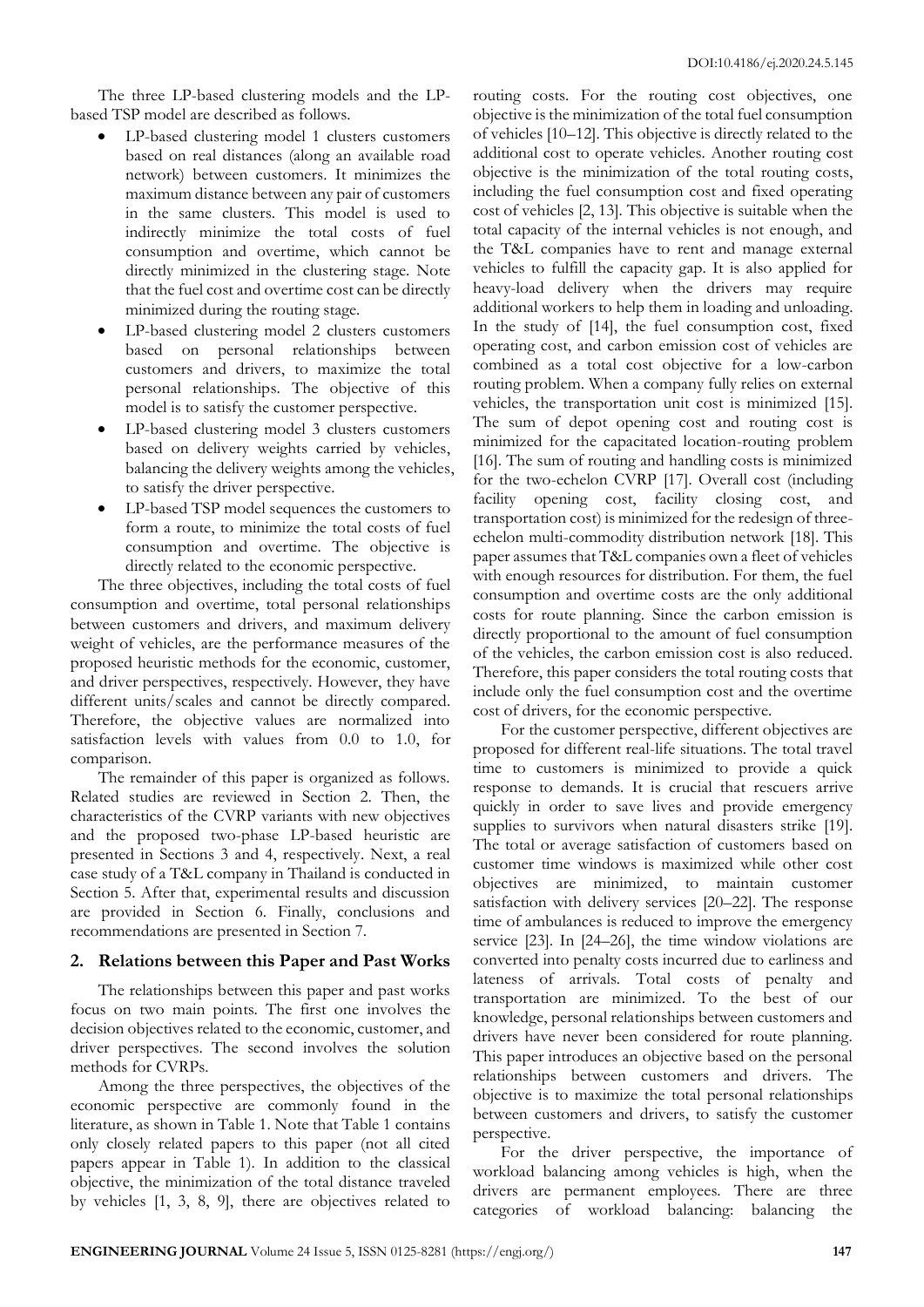The three LP-based clustering models and the LP-based TSP model are described as follows.

- LP-based clustering model 1 clusters customers based on real distances (along an available road network) between customers. It minimizes the maximum distance between any pair of customers in the same clusters. This model is used to indirectly minimize the total costs of fuel consumption and overtime, which cannot be directly minimized in the clustering stage. Note that the fuel cost and overtime cost can be directly minimized during the routing stage.
- LP-based clustering model 2 clusters customers based on personal relationships between customers and drivers, to maximize the total personal relationships. The objective of this model is to satisfy the customer perspective.
- LP-based clustering model 3 clusters customers based on delivery weights carried by vehicles, balancing the delivery weights among the vehicles, to satisfy the driver perspective.
- LP-based TSP model sequences the customers to form a route, to minimize the total costs of fuel consumption and overtime. The objective is directly related to the economic perspective.

The three objectives, including the total costs of fuel consumption and overtime, total personal relationships between customers and drivers, and maximum delivery weight of vehicles, are the performance measures of the proposed heuristic methods for the economic, customer, and driver perspectives, respectively. However, they have different units/scales and cannot be directly compared. Therefore, the objective values are normalized into satisfaction levels with values from 0.0 to 1.0, for comparison.

The remainder of this paper is organized as follows. Related studies are reviewed in Section 2. Then, the characteristics of the CVRP variants with new objectives and the proposed two-phase LP-based heuristic are presented in Sections 3 and 4, respectively. Next, a real case study of a T&L company in Thailand is conducted in Section 5. After that, experimental results and discussion are provided in Section 6. Finally, conclusions and recommendations are presented in Section 7.

## 2. Relations between this Paper and Past Works

The relationships between this paper and past works focus on two main points. The first one involves the decision objectives related to the economic, customer, and driver perspectives. The second involves the solution methods for CVRPs.

Among the three perspectives, the objectives of the economic perspective are commonly found in the literature, as shown in Table 1. Note that Table 1 contains only closely related papers to this paper (not all cited papers appear in Table 1). In addition to the classical objective, the minimization of the total distance traveled by vehicles [1, 3, 8, 9], there are objectives related to routing costs. For the routing cost objectives, one objective is the minimization of the total fuel consumption of vehicles [10–12]. This objective is directly related to the additional cost to operate vehicles. Another routing cost objective is the minimization of the total routing costs, including the fuel consumption cost and fixed operating cost of vehicles [2, 13]. This objective is suitable when the total capacity of the internal vehicles is not enough, and the T&L companies have to rent and manage external vehicles to fulfill the capacity gap. It is also applied for heavy-load delivery when the drivers may require additional workers to help them in loading and unloading. In the study of [14], the fuel consumption cost, fixed operating cost, and carbon emission cost of vehicles are combined as a total cost objective for a low-carbon routing problem. When a company fully relies on external vehicles, the transportation unit cost is minimized [15]. The sum of depot opening cost and routing cost is minimized for the capacitated location-routing problem [16]. The sum of routing and handling costs is minimized for the two-echelon CVRP [17]. Overall cost (including facility opening cost, facility closing cost, and transportation cost) is minimized for the redesign of three-echelon multi-commodity distribution network [18]. This paper assumes that T&L companies own a fleet of vehicles with enough resources for distribution. For them, the fuel consumption and overtime costs are the only additional costs for route planning. Since the carbon emission is directly proportional to the amount of fuel consumption of the vehicles, the carbon emission cost is also reduced. Therefore, this paper considers the total routing costs that include only the fuel consumption cost and the overtime cost of drivers, for the economic perspective.

For the customer perspective, different objectives are proposed for different real-life situations. The total travel time to customers is minimized to provide a quick response to demands. It is crucial that rescuers arrive quickly in order to save lives and provide emergency supplies to survivors when natural disasters strike [19]. The total or average satisfaction of customers based on customer time windows is maximized while other cost objectives are minimized, to maintain customer satisfaction with delivery services [20–22]. The response time of ambulances is reduced to improve the emergency service [23]. In [24–26], the time window violations are converted into penalty costs incurred due to earliness and lateness of arrivals. Total costs of penalty and transportation are minimized. To the best of our knowledge, personal relationships between customers and drivers have never been considered for route planning. This paper introduces an objective based on the personal relationships between customers and drivers. The objective is to maximize the total personal relationships between customers and drivers, to satisfy the customer perspective.

For the driver perspective, the importance of workload balancing among vehicles is high, when the drivers are permanent employees. There are three categories of workload balancing: balancing the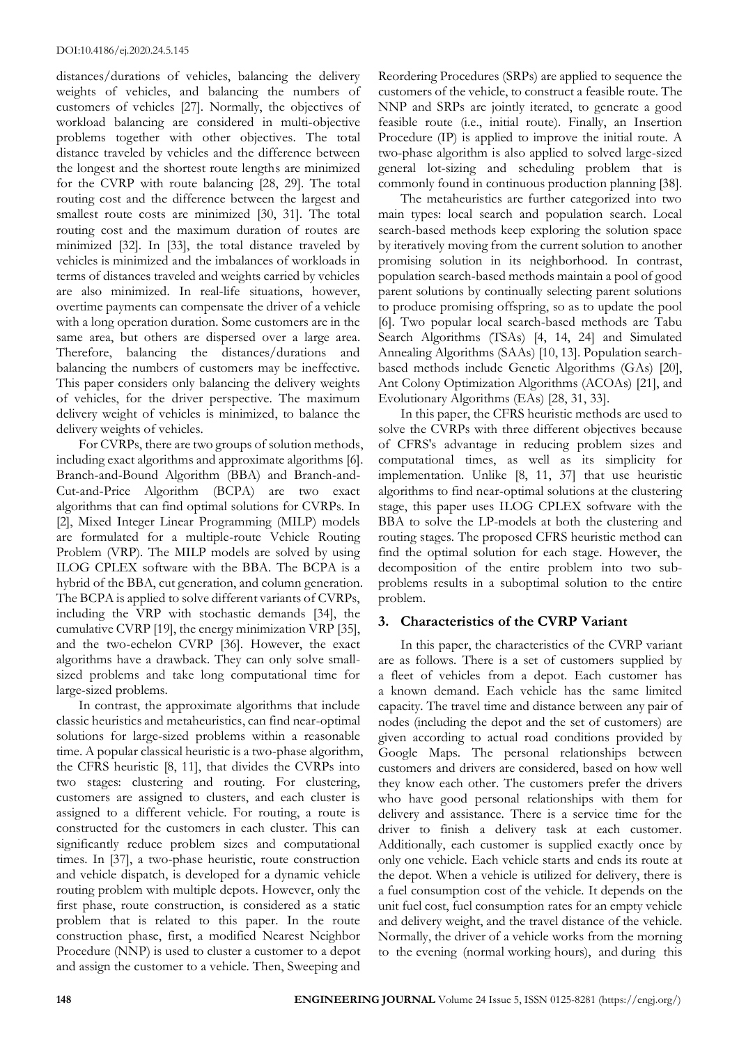distances/durations of vehicles, balancing the delivery weights of vehicles, and balancing the numbers of customers of vehicles [27]. Normally, the objectives of workload balancing are considered in multi-objective problems together with other objectives. The total distance traveled by vehicles and the difference between the longest and the shortest route lengths are minimized for the CVRP with route balancing [28, 29]. The total routing cost and the difference between the largest and smallest route costs are minimized [30, 31]. The total routing cost and the maximum duration of routes are minimized [32]. In [33], the total distance traveled by vehicles is minimized and the imbalances of workloads in terms of distances traveled and weights carried by vehicles are also minimized. In real-life situations, however, overtime payments can compensate the driver of a vehicle with a long operation duration. Some customers are in the same area, but others are dispersed over a large area. Therefore, balancing the distances/durations and balancing the numbers of customers may be ineffective. This paper considers only balancing the delivery weights of vehicles, for the driver perspective. The maximum delivery weight of vehicles is minimized, to balance the delivery weights of vehicles.

For CVRPs, there are two groups of solution methods, including exact algorithms and approximate algorithms [6]. Branch-and-Bound Algorithm (BBA) and Branch-and-Cut-and-Price Algorithm (BCPA) are two exact algorithms that can find optimal solutions for CVRPs. In [2], Mixed Integer Linear Programming (MILP) models are formulated for a multiple-route Vehicle Routing Problem (VRP). The MILP models are solved by using ILOG CPLEX software with the BBA. The BCPA is a hybrid of the BBA, cut generation, and column generation. The BCPA is applied to solve different variants of CVRPs, including the VRP with stochastic demands [34], the cumulative CVRP [19], the energy minimization VRP [35], and the two-echelon CVRP [36]. However, the exact algorithms have a drawback. They can only solve small-sized problems and take long computational time for large-sized problems.

In contrast, the approximate algorithms that include classic heuristics and metaheuristics, can find near-optimal solutions for large-sized problems within a reasonable time. A popular classical heuristic is a two-phase algorithm, the CFRS heuristic [8, 11], that divides the CVRPs into two stages: clustering and routing. For clustering, customers are assigned to clusters, and each cluster is assigned to a different vehicle. For routing, a route is constructed for the customers in each cluster. This can significantly reduce problem sizes and computational times. In [37], a two-phase heuristic, route construction and vehicle dispatch, is developed for a dynamic vehicle routing problem with multiple depots. However, only the first phase, route construction, is considered as a static problem that is related to this paper. In the route construction phase, first, a modified Nearest Neighbor Procedure (NNP) is used to cluster a customer to a depot and assign the customer to a vehicle. Then, Sweeping and Reordering Procedures (SRPs) are applied to sequence the customers of the vehicle, to construct a feasible route. The NNP and SRPs are jointly iterated, to generate a good feasible route (i.e., initial route). Finally, an Insertion Procedure (IP) is applied to improve the initial route. A two-phase algorithm is also applied to solved large-sized general lot-sizing and scheduling problem that is commonly found in continuous production planning [38].

The metaheuristics are further categorized into two main types: local search and population search. Local search-based methods keep exploring the solution space by iteratively moving from the current solution to another promising solution in its neighborhood. In contrast, population search-based methods maintain a pool of good parent solutions by continually selecting parent solutions to produce promising offspring, so as to update the pool [6]. Two popular local search-based methods are Tabu Search Algorithms (TSAs) [4, 14, 24] and Simulated Annealing Algorithms (SAAs) [10, 13]. Population search-based methods include Genetic Algorithms (GAs) [20], Ant Colony Optimization Algorithms (ACOAs) [21], and Evolutionary Algorithms (EAs) [28, 31, 33].

In this paper, the CFRS heuristic methods are used to solve the CVRPs with three different objectives because of CFRS's advantage in reducing problem sizes and computational times, as well as its simplicity for implementation. Unlike [8, 11, 37] that use heuristic algorithms to find near-optimal solutions at the clustering stage, this paper uses ILOG CPLEX software with the BBA to solve the LP-models at both the clustering and routing stages. The proposed CFRS heuristic method can find the optimal solution for each stage. However, the decomposition of the entire problem into two sub-problems results in a suboptimal solution to the entire problem.

## 3. Characteristics of the CVRP Variant

In this paper, the characteristics of the CVRP variant are as follows. There is a set of customers supplied by a fleet of vehicles from a depot. Each customer has a known demand. Each vehicle has the same limited capacity. The travel time and distance between any pair of nodes (including the depot and the set of customers) are given according to actual road conditions provided by Google Maps. The personal relationships between customers and drivers are considered, based on how well they know each other. The customers prefer the drivers who have good personal relationships with them for delivery and assistance. There is a service time for the driver to finish a delivery task at each customer. Additionally, each customer is supplied exactly once by only one vehicle. Each vehicle starts and ends its route at the depot. When a vehicle is utilized for delivery, there is a fuel consumption cost of the vehicle. It depends on the unit fuel cost, fuel consumption rates for an empty vehicle and delivery weight, and the travel distance of the vehicle. Normally, the driver of a vehicle works from the morning to the evening (normal working hours), and during this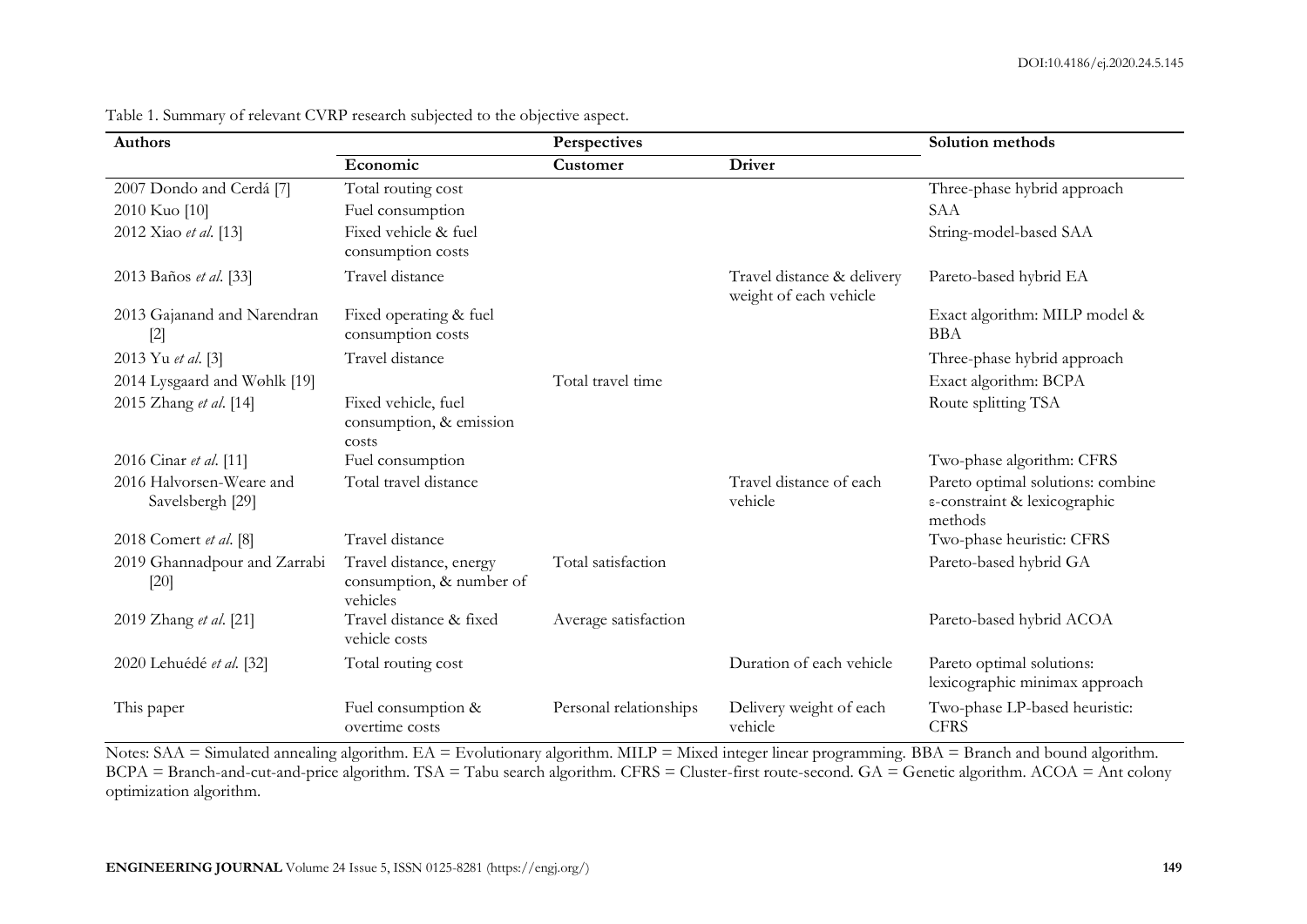Table 1. Summary of relevant CVRP research subjected to the objective aspect.

| Authors | Perspectives | | | Solution methods |
|---|---|---|---|---|
| | Economic | Customer | Driver | |
| 2007 Dondo and Cerdá [7] | Total routing cost | | | Three-phase hybrid approach |
| 2010 Kuo [10] | Fuel consumption | | | SAA |
| 2012 Xiao *et al.* [13] | Fixed vehicle & fuel consumption costs | | | String-model-based SAA |
| 2013 Baños *et al.* [33] | Travel distance | | Travel distance & delivery weight of each vehicle | Pareto-based hybrid EA |
| 2013 Gajanand and Narendran [2] | Fixed operating & fuel consumption costs | | | Exact algorithm: MILP model & BBA |
| 2013 Yu *et al.* [3] | Travel distance | | | Three-phase hybrid approach |
| 2014 Lysgaard and Wøhlk [19] | | Total travel time | | Exact algorithm: BCPA |
| 2015 Zhang *et al.* [14] | Fixed vehicle, fuel consumption, & emission costs | | | Route splitting TSA |
| 2016 Cinar *et al.* [11] | Fuel consumption | | | Two-phase algorithm: CFRS |
| 2016 Halvorsen-Weare and Savelsbergh [29] | Total travel distance | | Travel distance of each vehicle | Pareto optimal solutions: combine ε-constraint & lexicographic methods |
| 2018 Comert *et al.* [8] | Travel distance | | | Two-phase heuristic: CFRS |
| 2019 Ghannadpour and Zarrabi [20] | Travel distance, energy consumption, & number of vehicles | Total satisfaction | | Pareto-based hybrid GA |
| 2019 Zhang *et al.* [21] | Travel distance & fixed vehicle costs | Average satisfaction | | Pareto-based hybrid ACOA |
| 2020 Lehuédé *et al.* [32] | Total routing cost | | Duration of each vehicle | Pareto optimal solutions: lexicographic minimax approach |
| This paper | Fuel consumption & overtime costs | Personal relationships | Delivery weight of each vehicle | Two-phase LP-based heuristic: CFRS |

Notes: SAA = Simulated annealing algorithm. EA = Evolutionary algorithm. MILP = Mixed integer linear programming. BBA = Branch and bound algorithm. BCPA = Branch-and-cut-and-price algorithm. TSA = Tabu search algorithm. CFRS = Cluster-first route-second. GA = Genetic algorithm. ACOA = Ant colony optimization algorithm.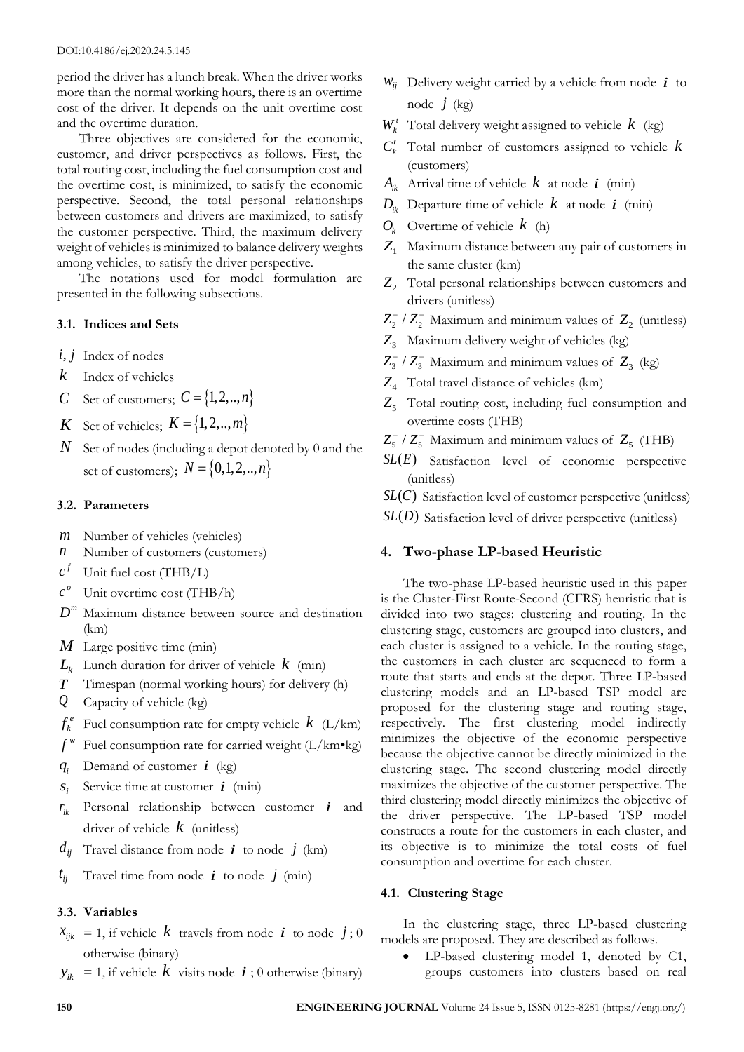period the driver has a lunch break. When the driver works more than the normal working hours, there is an overtime cost of the driver. It depends on the unit overtime cost and the overtime duration.

Three objectives are considered for the economic, customer, and driver perspectives as follows. First, the total routing cost, including the fuel consumption cost and the overtime cost, is minimized, to satisfy the economic perspective. Second, the total personal relationships between customers and drivers are maximized, to satisfy the customer perspective. Third, the maximum delivery weight of vehicles is minimized to balance delivery weights among vehicles, to satisfy the driver perspective.

The notations used for model formulation are presented in the following subsections.

### 3.1. Indices and Sets

- $i, j$ Index of nodes
- $k$ Index of vehicles
- $C$ Set of customers; $C = \{1, 2, .., n\}$
- $K$ Set of vehicles; $K = \{1, 2, .., m\}$
- $N$ Set of nodes (including a depot denoted by 0 and the set of customers); $N = \{0, 1, 2, .., n\}$

### 3.2. Parameters

- $m$ Number of vehicles (vehicles)
- $n$ Number of customers (customers)
- $c^f$ Unit fuel cost (THB/L)
- $c^o$ Unit overtime cost (THB/h)
- $D^m$ Maximum distance between source and destination (km)
- $M$ Large positive time (min)
- $L_k$ Lunch duration for driver of vehicle $k$ (min)
- $T$ Timespan (normal working hours) for delivery (h)
- $Q$ Capacity of vehicle (kg)
- $f_k^e$ Fuel consumption rate for empty vehicle $k$ (L/km)
- $f^w$ Fuel consumption rate for carried weight (L/km•kg)
- $q_i$ Demand of customer $i$ (kg)
- $s_i$ Service time at customer $i$ (min)
- $r_{ik}$ Personal relationship between customer $i$ and driver of vehicle $k$ (unitless)
- $d_{ij}$ Travel distance from node $i$ to node $j$ (km)
- $t_{ij}$ Travel time from node $i$ to node $j$ (min)

### 3.3. Variables

- $x_{ijk}$ = 1, if vehicle $k$ travels from node $i$ to node $j$; 0 otherwise (binary)
- $y_{ik}$ = 1, if vehicle $k$ visits node $i$; 0 otherwise (binary)
- $w_{ij}$ Delivery weight carried by a vehicle from node $i$ to node $j$ (kg)
- $W_k^t$ Total delivery weight assigned to vehicle $k$ (kg)
- $C_k^t$ Total number of customers assigned to vehicle $k$ (customers)
- $A_{ik}$ Arrival time of vehicle $k$ at node $i$ (min)
- $D_{ik}$ Departure time of vehicle $k$ at node $i$ (min)
- $O_k$ Overtime of vehicle $k$ (h)
- $Z_1$ Maximum distance between any pair of customers in the same cluster (km)
- $Z_2$ Total personal relationships between customers and drivers (unitless)
- $Z_2^+ / Z_2^-$ Maximum and minimum values of $Z_2$ (unitless)
- $Z_3$ Maximum delivery weight of vehicles (kg)
- $Z_3^+ / Z_3^-$ Maximum and minimum values of $Z_3$ (kg)
- $Z_4$ Total travel distance of vehicles (km)
- $Z_5$ Total routing cost, including fuel consumption and overtime costs (THB)
- $Z_5^+ / Z_5^-$ Maximum and minimum values of $Z_5$ (THB)
- $SL(E)$ Satisfaction level of economic perspective (unitless)
- $SL(C)$ Satisfaction level of customer perspective (unitless)
- $SL(D)$ Satisfaction level of driver perspective (unitless)

## 4. Two-phase LP-based Heuristic

The two-phase LP-based heuristic used in this paper is the Cluster-First Route-Second (CFRS) heuristic that is divided into two stages: clustering and routing. In the clustering stage, customers are grouped into clusters, and each cluster is assigned to a vehicle. In the routing stage, the customers in each cluster are sequenced to form a route that starts and ends at the depot. Three LP-based clustering models and an LP-based TSP model are proposed for the clustering stage and routing stage, respectively. The first clustering model indirectly minimizes the objective of the economic perspective because the objective cannot be directly minimized in the clustering stage. The second clustering model directly maximizes the objective of the customer perspective. The third clustering model directly minimizes the objective of the driver perspective. The LP-based TSP model constructs a route for the customers in each cluster, and its objective is to minimize the total costs of fuel consumption and overtime for each cluster.

### 4.1. Clustering Stage

In the clustering stage, three LP-based clustering models are proposed. They are described as follows.

- LP-based clustering model 1, denoted by C1, groups customers into clusters based on real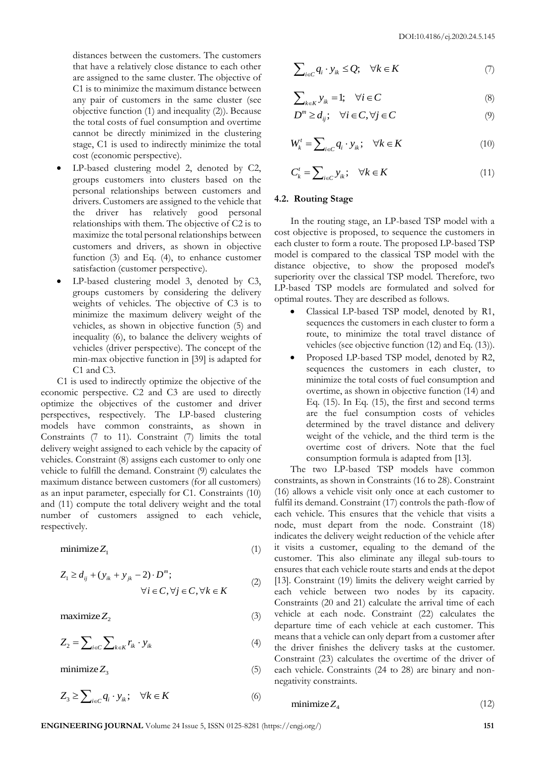distances between the customers. The customers that have a relatively close distance to each other are assigned to the same cluster. The objective of C1 is to minimize the maximum distance between any pair of customers in the same cluster (see objective function (1) and inequality (2)). Because the total costs of fuel consumption and overtime cannot be directly minimized in the clustering stage, C1 is used to indirectly minimize the total cost (economic perspective).

- LP-based clustering model 2, denoted by C2, groups customers into clusters based on the personal relationships between customers and drivers. Customers are assigned to the vehicle that the driver has relatively good personal relationships with them. The objective of C2 is to maximize the total personal relationships between customers and drivers, as shown in objective function (3) and Eq. (4), to enhance customer satisfaction (customer perspective).
- LP-based clustering model 3, denoted by C3, groups customers by considering the delivery weights of vehicles. The objective of C3 is to minimize the maximum delivery weight of the vehicles, as shown in objective function (5) and inequality (6), to balance the delivery weights of vehicles (driver perspective). The concept of the min-max objective function in [39] is adapted for C1 and C3.

C1 is used to indirectly optimize the objective of the economic perspective. C2 and C3 are used to directly optimize the objectives of the customer and driver perspectives, respectively. The LP-based clustering models have common constraints, as shown in Constraints (7 to 11). Constraint (7) limits the total delivery weight assigned to each vehicle by the capacity of vehicles. Constraint (8) assigns each customer to only one vehicle to fulfill the demand. Constraint (9) calculates the maximum distance between customers (for all customers) as an input parameter, especially for C1. Constraints (10) and (11) compute the total delivery weight and the total number of customers assigned to each vehicle, respectively.

$$\text{minimize } Z_1 \tag{1}$$

$$Z_1 \geq d_{ij} + (y_{ik} + y_{jk} - 2) \cdot D^m; \quad \forall i \in C, \forall j \in C, \forall k \in K \tag{2}$$

$$\text{maximize } Z_2 \tag{3}$$

$$Z_2 = \sum_{i \in C} \sum_{k \in K} r_{ik} \cdot y_{ik} \tag{4}$$

$$\text{minimize } Z_3 \tag{5}$$

$$Z_3 \geq \sum_{i \in C} q_i \cdot y_{ik}; \quad \forall k \in K \tag{6}$$

$$\sum_{i \in C} q_i \cdot y_{ik} \leq Q; \quad \forall k \in K \tag{7}$$

$$\sum_{k \in K} y_{ik} = 1; \quad \forall i \in C \tag{8}$$

$$D^m \geq d_{ij}; \quad \forall i \in C, \forall j \in C \tag{9}$$

$$W_k^t = \sum_{i \in C} q_i \cdot y_{ik}; \quad \forall k \in K \tag{10}$$

$$C_k^t = \sum_{i \in C} y_{ik}; \quad \forall k \in K \tag{11}$$

### 4.2. Routing Stage

In the routing stage, an LP-based TSP model with a cost objective is proposed, to sequence the customers in each cluster to form a route. The proposed LP-based TSP model is compared to the classical TSP model with the distance objective, to show the proposed model's superiority over the classical TSP model. Therefore, two LP-based TSP models are formulated and solved for optimal routes. They are described as follows.

- Classical LP-based TSP model, denoted by R1, sequences the customers in each cluster to form a route, to minimize the total travel distance of vehicles (see objective function (12) and Eq. (13)).
- Proposed LP-based TSP model, denoted by R2, sequences the customers in each cluster, to minimize the total costs of fuel consumption and overtime, as shown in objective function (14) and Eq. (15). In Eq. (15), the first and second terms are the fuel consumption costs of vehicles determined by the travel distance and delivery weight of the vehicle, and the third term is the overtime cost of drivers. Note that the fuel consumption formula is adapted from [13].

The two LP-based TSP models have common constraints, as shown in Constraints (16 to 28). Constraint (16) allows a vehicle visit only once at each customer to fulfil its demand. Constraint (17) controls the path-flow of each vehicle. This ensures that the vehicle that visits a node, must depart from the node. Constraint (18) indicates the delivery weight reduction of the vehicle after it visits a customer, equaling to the demand of the customer. This also eliminate any illegal sub-tours to ensures that each vehicle route starts and ends at the depot [13]. Constraint (19) limits the delivery weight carried by each vehicle between two nodes by its capacity. Constraints (20 and 21) calculate the arrival time of each vehicle at each node. Constraint (22) calculates the departure time of each vehicle at each customer. This means that a vehicle can only depart from a customer after the driver finishes the delivery tasks at the customer. Constraint (23) calculates the overtime of the driver of each vehicle. Constraints (24 to 28) are binary and non-negativity constraints.

$$\text{minimize } Z_4 \tag{12}$$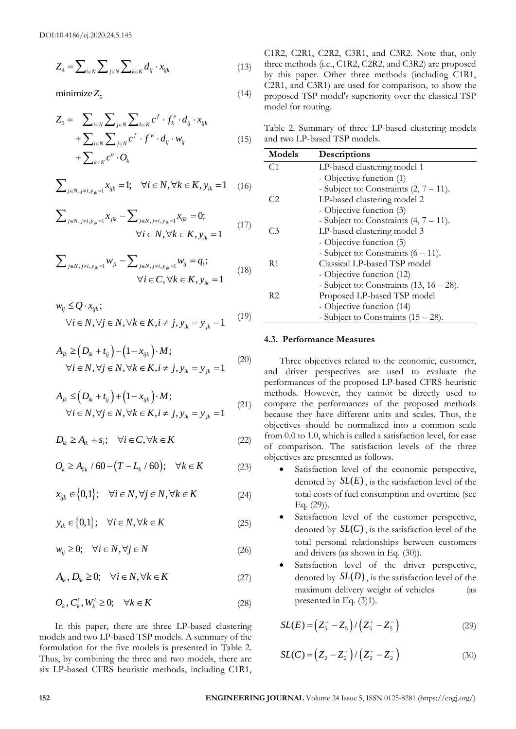DOI:10.4186/ej.2020.24.5.145

$$Z_4 = \sum_{i \in N} \sum_{j \in N} \sum_{k \in K} d_{ij} \cdot x_{ijk} \tag{13}$$

$$\text{minimize } Z_5 \tag{14}$$

$$\begin{aligned} Z_5 = & \sum_{i \in N} \sum_{j \in N} \sum_{k \in K} c^f \cdot f_k^e \cdot d_{ij} \cdot x_{ijk} \\ & + \sum_{i \in N} \sum_{j \in N} c^f \cdot f^w \cdot d_{ij} \cdot w_{ij} \\ & + \sum_{k \in K} c^o \cdot O_k \end{aligned} \tag{15}$$

$$\sum_{j \in N, j \neq i, y_{jk}=1} x_{ijk} = 1; \quad \forall i \in N, \forall k \in K, y_{ik} = 1 \tag{16}$$

$$\sum_{j \in N, j \neq i, y_{jk}=1} x_{jik} - \sum_{j \in N, j \neq i, y_{jk}=1} x_{ijk} = 0; \quad \forall i \in N, \forall k \in K, y_{ik} = 1 \tag{17}$$

$$\sum_{j \in N, j \neq i, y_{jk}=1} w_{ji} - \sum_{j \in N, j \neq i, y_{jk}=1} w_{ij} = q_i; \quad \forall i \in C, \forall k \in K, y_{ik} = 1 \tag{18}$$

$$w_{ij} \leq Q \cdot x_{ijk}; \quad \forall i \in N, \forall j \in N, \forall k \in K, i \neq j, y_{ik} = y_{jk} = 1 \tag{19}$$

$$A_{jk} \geq \left(D_{ik} + t_{ij}\right) - \left(1 - x_{ijk}\right) \cdot M; \quad \forall i \in N, \forall j \in N, \forall k \in K, i \neq j, y_{ik} = y_{jk} = 1 \tag{20}$$

$$A_{jk} \leq \left(D_{ik} + t_{ij}\right) + \left(1 - x_{ijk}\right) \cdot M; \quad \forall i \in N, \forall j \in N, \forall k \in K, i \neq j, y_{ik} = y_{jk} = 1 \tag{21}$$

$$D_{ik} \geq A_{ik} + s_i; \quad \forall i \in C, \forall k \in K \tag{22}$$

$$O_k \geq A_{0k} / 60 - \left(T - L_k / 60\right); \quad \forall k \in K \tag{23}$$

$$x_{ijk} \in \{0,1\}; \quad \forall i \in N, \forall j \in N, \forall k \in K \tag{24}$$

$$y_{ik} \in \{0,1\}; \quad \forall i \in N, \forall k \in K \tag{25}$$

$$w_{ij} \geq 0; \quad \forall i \in N, \forall j \in N \tag{26}$$

$$A_{ik}, D_{ik} \geq 0; \quad \forall i \in N, \forall k \in K \tag{27}$$

$$O_k, C_k^t, W_k^t \geq 0; \quad \forall k \in K \tag{28}$$

In this paper, there are three LP-based clustering models and two LP-based TSP models. A summary of the formulation for the five models is presented in Table 2. Thus, by combining the three and two models, there are six LP-based CFRS heuristic methods, including C1R1, C1R2, C2R1, C2R2, C3R1, and C3R2. Note that, only three methods (i.e., C1R2, C2R2, and C3R2) are proposed by this paper. Other three methods (including C1R1, C2R1, and C3R1) are used for comparison, to show the proposed TSP model's superiority over the classical TSP model for routing.

Table 2. Summary of three LP-based clustering models and two LP-based TSP models.

| Models | Descriptions |
|---|---|
| C1 | LP-based clustering model 1<br>- Objective function (1)<br>- Subject to: Constraints (2, 7 – 11). |
| C2 | LP-based clustering model 2<br>- Objective function (3)<br>- Subject to: Constraints (4, 7 – 11). |
| C3 | LP-based clustering model 3<br>- Objective function (5)<br>- Subject to: Constraints (6 – 11). |
| R1 | Classical LP-based TSP model<br>- Objective function (12)<br>- Subject to: Constraints (13, 16 – 28). |
| R2 | Proposed LP-based TSP model<br>- Objective function (14)<br>- Subject to Constraints (15 – 28). |

### 4.3. Performance Measures

Three objectives related to the economic, customer, and driver perspectives are used to evaluate the performances of the proposed LP-based CFRS heuristic methods. However, they cannot be directly used to compare the performances of the proposed methods because they have different units and scales. Thus, the objectives should be normalized into a common scale from 0.0 to 1.0, which is called a satisfaction level, for ease of comparison. The satisfaction levels of the three objectives are presented as follows.

- Satisfaction level of the economic perspective, denoted by $SL(E)$, is the satisfaction level of the total costs of fuel consumption and overtime (see Eq. (29)).
- Satisfaction level of the customer perspective, denoted by $SL(C)$, is the satisfaction level of the total personal relationships between customers and drivers (as shown in Eq. (30)).
- Satisfaction level of the driver perspective, denoted by $SL(D)$, is the satisfaction level of the maximum delivery weight of vehicles (as presented in Eq. (3)1).

$$SL(E) = \left(Z_5^+ - Z_5\right) / \left(Z_5^+ - Z_5^-\right) \tag{29}$$

$$SL(C) = \left(Z_2 - Z_2^-\right) / \left(Z_2^+ - Z_2^-\right) \tag{30}$$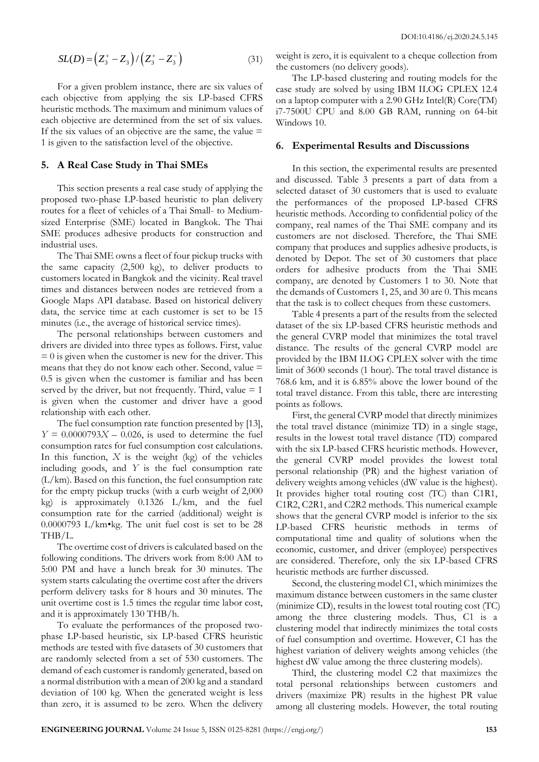$$SL(D) = \left(Z_3^+ - Z_3\right) / \left(Z_3^+ - Z_3^-\right) \tag{31}$$

For a given problem instance, there are six values of each objective from applying the six LP-based CFRS heuristic methods. The maximum and minimum values of each objective are determined from the set of six values. If the six values of an objective are the same, the value = 1 is given to the satisfaction level of the objective.

## 5. A Real Case Study in Thai SMEs

This section presents a real case study of applying the proposed two-phase LP-based heuristic to plan delivery routes for a fleet of vehicles of a Thai Small- to Medium-sized Enterprise (SME) located in Bangkok. The Thai SME produces adhesive products for construction and industrial uses.

The Thai SME owns a fleet of four pickup trucks with the same capacity (2,500 kg), to deliver products to customers located in Bangkok and the vicinity. Real travel times and distances between nodes are retrieved from a Google Maps API database. Based on historical delivery data, the service time at each customer is set to be 15 minutes (i.e., the average of historical service times).

The personal relationships between customers and drivers are divided into three types as follows. First, value = 0 is given when the customer is new for the driver. This means that they do not know each other. Second, value = 0.5 is given when the customer is familiar and has been served by the driver, but not frequently. Third, value = 1 is given when the customer and driver have a good relationship with each other.

The fuel consumption rate function presented by [13], $Y = 0.0000793X - 0.026$, is used to determine the fuel consumption rates for fuel consumption cost calculations. In this function, $X$ is the weight (kg) of the vehicles including goods, and $Y$ is the fuel consumption rate (L/km). Based on this function, the fuel consumption rate for the empty pickup trucks (with a curb weight of 2,000 kg) is approximately 0.1326 L/km, and the fuel consumption rate for the carried (additional) weight is 0.0000793 L/km•kg. The unit fuel cost is set to be 28 THB/L.

The overtime cost of drivers is calculated based on the following conditions. The drivers work from 8:00 AM to 5:00 PM and have a lunch break for 30 minutes. The system starts calculating the overtime cost after the drivers perform delivery tasks for 8 hours and 30 minutes. The unit overtime cost is 1.5 times the regular time labor cost, and it is approximately 130 THB/h.

To evaluate the performances of the proposed two-phase LP-based heuristic, six LP-based CFRS heuristic methods are tested with five datasets of 30 customers that are randomly selected from a set of 530 customers. The demand of each customer is randomly generated, based on a normal distribution with a mean of 200 kg and a standard deviation of 100 kg. When the generated weight is less than zero, it is assumed to be zero. When the delivery weight is zero, it is equivalent to a cheque collection from the customers (no delivery goods).

The LP-based clustering and routing models for the case study are solved by using IBM ILOG CPLEX 12.4 on a laptop computer with a 2.90 GHz Intel(R) Core(TM) i7-7500U CPU and 8.00 GB RAM, running on 64-bit Windows 10.

## 6. Experimental Results and Discussions

In this section, the experimental results are presented and discussed. Table 3 presents a part of data from a selected dataset of 30 customers that is used to evaluate the performances of the proposed LP-based CFRS heuristic methods. According to confidential policy of the company, real names of the Thai SME company and its customers are not disclosed. Therefore, the Thai SME company that produces and supplies adhesive products, is denoted by Depot. The set of 30 customers that place orders for adhesive products from the Thai SME company, are denoted by Customers 1 to 30. Note that the demands of Customers 1, 25, and 30 are 0. This means that the task is to collect cheques from these customers.

Table 4 presents a part of the results from the selected dataset of the six LP-based CFRS heuristic methods and the general CVRP model that minimizes the total travel distance. The results of the general CVRP model are provided by the IBM ILOG CPLEX solver with the time limit of 3600 seconds (1 hour). The total travel distance is 768.6 km, and it is 6.85% above the lower bound of the total travel distance. From this table, there are interesting points as follows.

First, the general CVRP model that directly minimizes the total travel distance (minimize TD) in a single stage, results in the lowest total travel distance (TD) compared with the six LP-based CFRS heuristic methods. However, the general CVRP model provides the lowest total personal relationship (PR) and the highest variation of delivery weights among vehicles (dW value is the highest). It provides higher total routing cost (TC) than C1R1, C1R2, C2R1, and C2R2 methods. This numerical example shows that the general CVRP model is inferior to the six LP-based CFRS heuristic methods in terms of computational time and quality of solutions when the economic, customer, and driver (employee) perspectives are considered. Therefore, only the six LP-based CFRS heuristic methods are further discussed.

Second, the clustering model C1, which minimizes the maximum distance between customers in the same cluster (minimize CD), results in the lowest total routing cost (TC) among the three clustering models. Thus, C1 is a clustering model that indirectly minimizes the total costs of fuel consumption and overtime. However, C1 has the highest variation of delivery weights among vehicles (the highest dW value among the three clustering models).

Third, the clustering model C2 that maximizes the total personal relationships between customers and drivers (maximize PR) results in the highest PR value among all clustering models. However, the total routing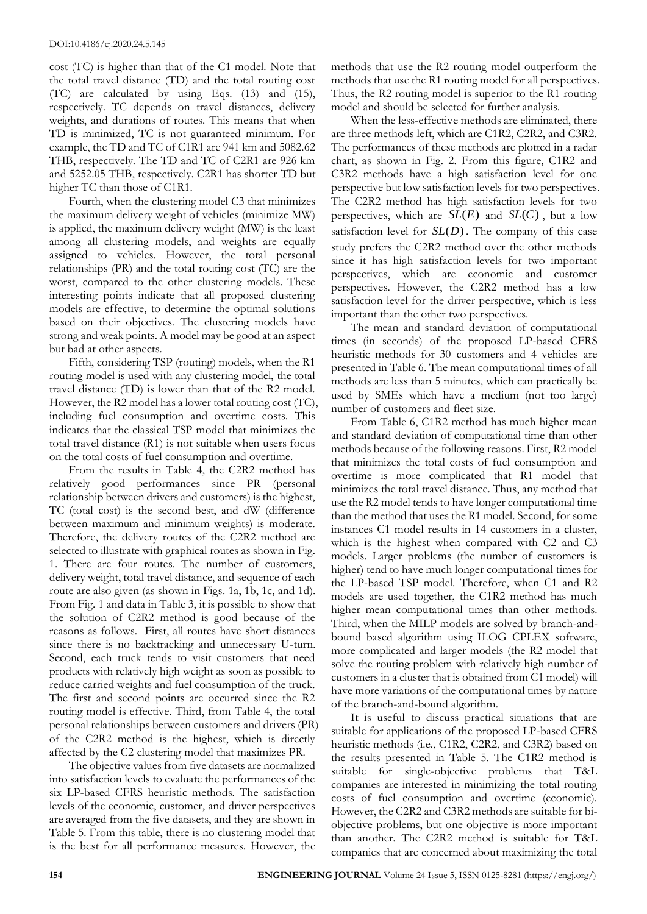cost (TC) is higher than that of the C1 model. Note that the total travel distance (TD) and the total routing cost (TC) are calculated by using Eqs. (13) and (15), respectively. TC depends on travel distances, delivery weights, and durations of routes. This means that when TD is minimized, TC is not guaranteed minimum. For example, the TD and TC of C1R1 are 941 km and 5082.62 THB, respectively. The TD and TC of C2R1 are 926 km and 5252.05 THB, respectively. C2R1 has shorter TD but higher TC than those of C1R1.

Fourth, when the clustering model C3 that minimizes the maximum delivery weight of vehicles (minimize MW) is applied, the maximum delivery weight (MW) is the least among all clustering models, and weights are equally assigned to vehicles. However, the total personal relationships (PR) and the total routing cost (TC) are the worst, compared to the other clustering models. These interesting points indicate that all proposed clustering models are effective, to determine the optimal solutions based on their objectives. The clustering models have strong and weak points. A model may be good at an aspect but bad at other aspects.

Fifth, considering TSP (routing) models, when the R1 routing model is used with any clustering model, the total travel distance (TD) is lower than that of the R2 model. However, the R2 model has a lower total routing cost (TC), including fuel consumption and overtime costs. This indicates that the classical TSP model that minimizes the total travel distance (R1) is not suitable when users focus on the total costs of fuel consumption and overtime.

From the results in Table 4, the C2R2 method has relatively good performances since PR (personal relationship between drivers and customers) is the highest, TC (total cost) is the second best, and dW (difference between maximum and minimum weights) is moderate. Therefore, the delivery routes of the C2R2 method are selected to illustrate with graphical routes as shown in Fig. 1. There are four routes. The number of customers, delivery weight, total travel distance, and sequence of each route are also given (as shown in Figs. 1a, 1b, 1c, and 1d). From Fig. 1 and data in Table 3, it is possible to show that the solution of C2R2 method is good because of the reasons as follows. First, all routes have short distances since there is no backtracking and unnecessary U-turn. Second, each truck tends to visit customers that need products with relatively high weight as soon as possible to reduce carried weights and fuel consumption of the truck. The first and second points are occurred since the R2 routing model is effective. Third, from Table 4, the total personal relationships between customers and drivers (PR) of the C2R2 method is the highest, which is directly affected by the C2 clustering model that maximizes PR.

The objective values from five datasets are normalized into satisfaction levels to evaluate the performances of the six LP-based CFRS heuristic methods. The satisfaction levels of the economic, customer, and driver perspectives are averaged from the five datasets, and they are shown in Table 5. From this table, there is no clustering model that is the best for all performance measures. However, the methods that use the R2 routing model outperform the methods that use the R1 routing model for all perspectives. Thus, the R2 routing model is superior to the R1 routing model and should be selected for further analysis.

When the less-effective methods are eliminated, there are three methods left, which are C1R2, C2R2, and C3R2. The performances of these methods are plotted in a radar chart, as shown in Fig. 2. From this figure, C1R2 and C3R2 methods have a high satisfaction level for one perspective but low satisfaction levels for two perspectives. The C2R2 method has high satisfaction levels for two perspectives, which are $SL(E)$ and $SL(C)$, but a low satisfaction level for $SL(D)$. The company of this case study prefers the C2R2 method over the other methods since it has high satisfaction levels for two important perspectives, which are economic and customer perspectives. However, the C2R2 method has a low satisfaction level for the driver perspective, which is less important than the other two perspectives.

The mean and standard deviation of computational times (in seconds) of the proposed LP-based CFRS heuristic methods for 30 customers and 4 vehicles are presented in Table 6. The mean computational times of all methods are less than 5 minutes, which can practically be used by SMEs which have a medium (not too large) number of customers and fleet size.

From Table 6, C1R2 method has much higher mean and standard deviation of computational time than other methods because of the following reasons. First, R2 model that minimizes the total costs of fuel consumption and overtime is more complicated that R1 model that minimizes the total travel distance. Thus, any method that use the R2 model tends to have longer computational time than the method that uses the R1 model. Second, for some instances C1 model results in 14 customers in a cluster, which is the highest when compared with C2 and C3 models. Larger problems (the number of customers is higher) tend to have much longer computational times for the LP-based TSP model. Therefore, when C1 and R2 models are used together, the C1R2 method has much higher mean computational times than other methods. Third, when the MILP models are solved by branch-and-bound based algorithm using ILOG CPLEX software, more complicated and larger models (the R2 model that solve the routing problem with relatively high number of customers in a cluster that is obtained from C1 model) will have more variations of the computational times by nature of the branch-and-bound algorithm.

It is useful to discuss practical situations that are suitable for applications of the proposed LP-based CFRS heuristic methods (i.e., C1R2, C2R2, and C3R2) based on the results presented in Table 5. The C1R2 method is suitable for single-objective problems that T&L companies are interested in minimizing the total routing costs of fuel consumption and overtime (economic). However, the C2R2 and C3R2 methods are suitable for bi-objective problems, but one objective is more important than another. The C2R2 method is suitable for T&L companies that are concerned about maximizing the total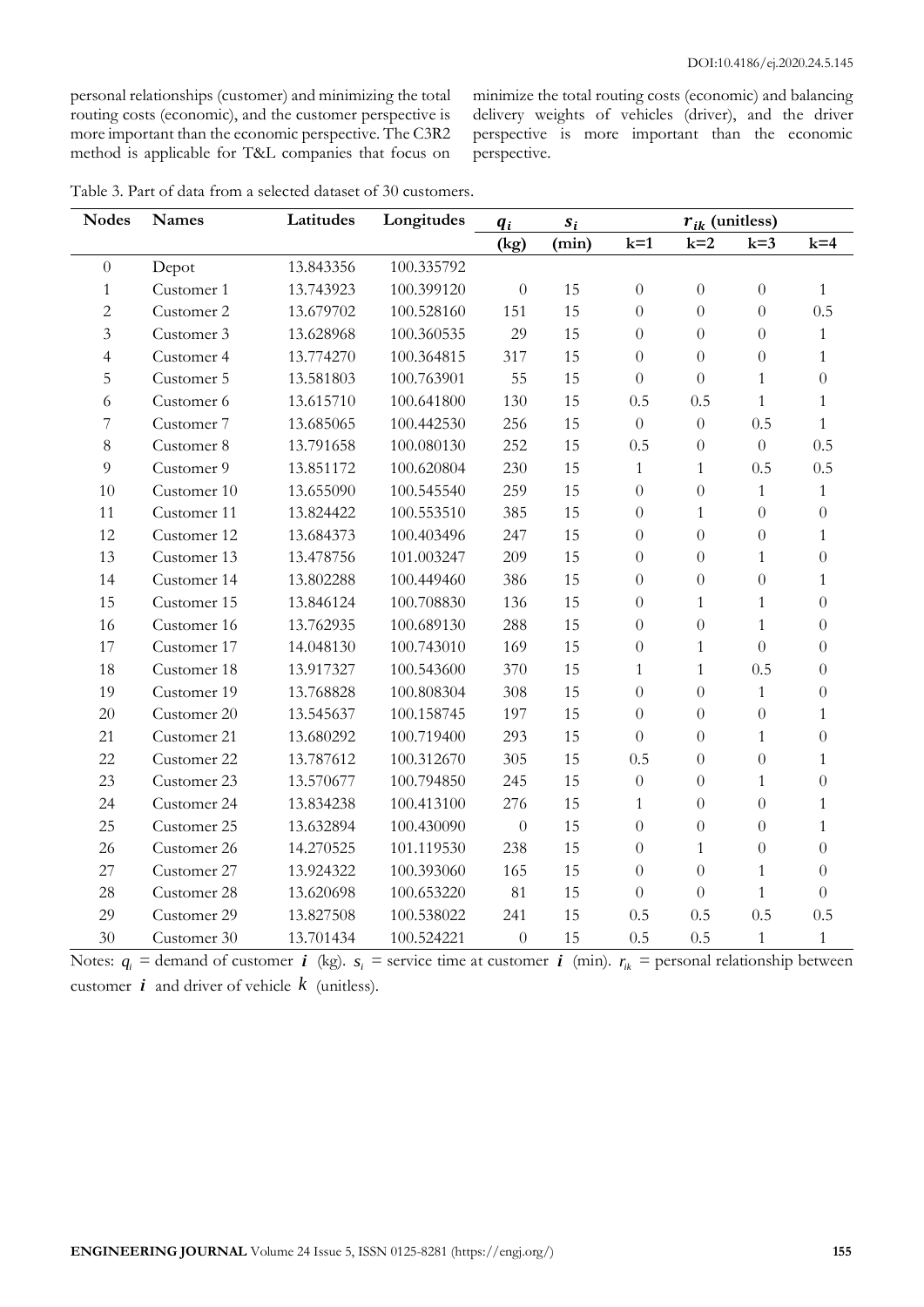personal relationships (customer) and minimizing the total routing costs (economic), and the customer perspective is more important than the economic perspective. The C3R2 method is applicable for T&L companies that focus on minimize the total routing costs (economic) and balancing delivery weights of vehicles (driver), and the driver perspective is more important than the economic perspective.

Table 3. Part of data from a selected dataset of 30 customers.

| Nodes | Names | Latitudes | Longitudes | $q_i$ | $s_i$ | $r_{ik}$ (unitless) | | | |
|---|---|---|---|---|---|---|---|---|---|
| | | | | (kg) | (min) | k=1 | k=2 | k=3 | k=4 |
| 0 | Depot | 13.843356 | 100.335792 | | | | | | |
| 1 | Customer 1 | 13.743923 | 100.399120 | 0 | 15 | 0 | 0 | 0 | 1 |
| 2 | Customer 2 | 13.679702 | 100.528160 | 151 | 15 | 0 | 0 | 0 | 0.5 |
| 3 | Customer 3 | 13.628968 | 100.360535 | 29 | 15 | 0 | 0 | 0 | 1 |
| 4 | Customer 4 | 13.774270 | 100.364815 | 317 | 15 | 0 | 0 | 0 | 1 |
| 5 | Customer 5 | 13.581803 | 100.763901 | 55 | 15 | 0 | 0 | 1 | 0 |
| 6 | Customer 6 | 13.615710 | 100.641800 | 130 | 15 | 0.5 | 0.5 | 1 | 1 |
| 7 | Customer 7 | 13.685065 | 100.442530 | 256 | 15 | 0 | 0 | 0.5 | 1 |
| 8 | Customer 8 | 13.791658 | 100.080130 | 252 | 15 | 0.5 | 0 | 0 | 0.5 |
| 9 | Customer 9 | 13.851172 | 100.620804 | 230 | 15 | 1 | 1 | 0.5 | 0.5 |
| 10 | Customer 10 | 13.655090 | 100.545540 | 259 | 15 | 0 | 0 | 1 | 1 |
| 11 | Customer 11 | 13.824422 | 100.553510 | 385 | 15 | 0 | 1 | 0 | 0 |
| 12 | Customer 12 | 13.684373 | 100.403496 | 247 | 15 | 0 | 0 | 0 | 1 |
| 13 | Customer 13 | 13.478756 | 101.003247 | 209 | 15 | 0 | 0 | 1 | 0 |
| 14 | Customer 14 | 13.802288 | 100.449460 | 386 | 15 | 0 | 0 | 0 | 1 |
| 15 | Customer 15 | 13.846124 | 100.708830 | 136 | 15 | 0 | 1 | 1 | 0 |
| 16 | Customer 16 | 13.762935 | 100.689130 | 288 | 15 | 0 | 0 | 1 | 0 |
| 17 | Customer 17 | 14.048130 | 100.743010 | 169 | 15 | 0 | 1 | 0 | 0 |
| 18 | Customer 18 | 13.917327 | 100.543600 | 370 | 15 | 1 | 1 | 0.5 | 0 |
| 19 | Customer 19 | 13.768828 | 100.808304 | 308 | 15 | 0 | 0 | 1 | 0 |
| 20 | Customer 20 | 13.545637 | 100.158745 | 197 | 15 | 0 | 0 | 0 | 1 |
| 21 | Customer 21 | 13.680292 | 100.719400 | 293 | 15 | 0 | 0 | 1 | 0 |
| 22 | Customer 22 | 13.787612 | 100.312670 | 305 | 15 | 0.5 | 0 | 0 | 1 |
| 23 | Customer 23 | 13.570677 | 100.794850 | 245 | 15 | 0 | 0 | 1 | 0 |
| 24 | Customer 24 | 13.834238 | 100.413100 | 276 | 15 | 1 | 0 | 0 | 1 |
| 25 | Customer 25 | 13.632894 | 100.430090 | 0 | 15 | 0 | 0 | 0 | 1 |
| 26 | Customer 26 | 14.270525 | 101.119530 | 238 | 15 | 0 | 1 | 0 | 0 |
| 27 | Customer 27 | 13.924322 | 100.393060 | 165 | 15 | 0 | 0 | 1 | 0 |
| 28 | Customer 28 | 13.620698 | 100.653220 | 81 | 15 | 0 | 0 | 1 | 0 |
| 29 | Customer 29 | 13.827508 | 100.538022 | 241 | 15 | 0.5 | 0.5 | 0.5 | 0.5 |
| 30 | Customer 30 | 13.701434 | 100.524221 | 0 | 15 | 0.5 | 0.5 | 1 | 1 |

Notes: $q_i$ = demand of customer $i$ (kg). $s_i$ = service time at customer $i$ (min). $r_{ik}$ = personal relationship between customer $i$ and driver of vehicle $k$ (unitless).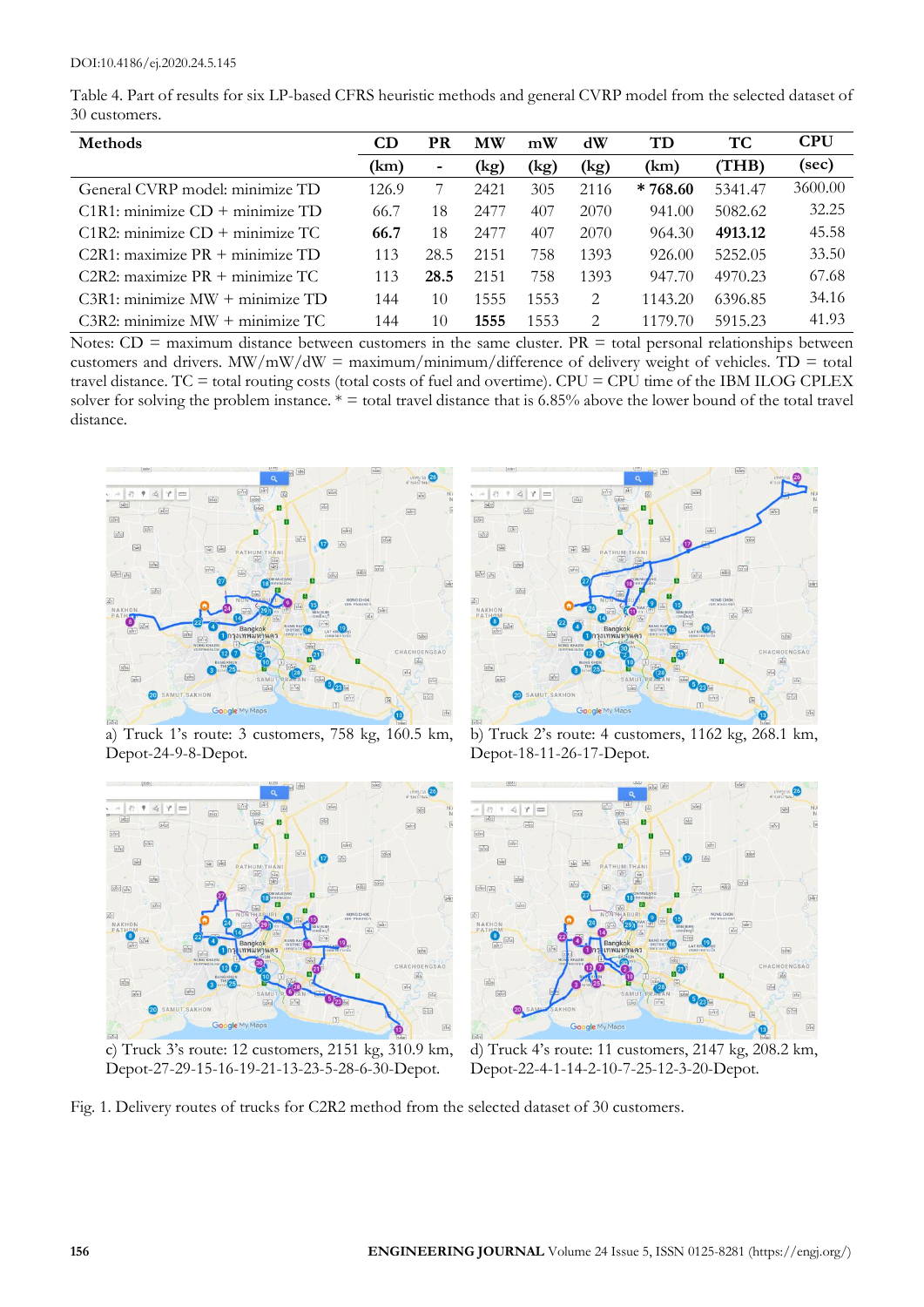Table 4. Part of results for six LP-based CFRS heuristic methods and general CVRP model from the selected dataset of 30 customers.

| Methods | CD (km) | PR - | MW (kg) | mW (kg) | dW (kg) | TD (km) | TC (THB) | CPU (sec) |
|---|---|---|---|---|---|---|---|---|
| General CVRP model: minimize TD | 126.9 | 7 | 2421 | 305 | 2116 | * **768.60** | 5341.47 | 3600.00 |
| C1R1: minimize CD + minimize TD | 66.7 | 18 | 2477 | 407 | 2070 | 941.00 | 5082.62 | 32.25 |
| C1R2: minimize CD + minimize TC | **66.7** | 18 | 2477 | 407 | 2070 | 964.30 | **4913.12** | 45.58 |
| C2R1: maximize PR + minimize TD | 113 | 28.5 | 2151 | 758 | 1393 | 926.00 | 5252.05 | 33.50 |
| C2R2: maximize PR + minimize TC | 113 | **28.5** | 2151 | 758 | 1393 | 947.70 | 4970.23 | 67.68 |
| C3R1: minimize MW + minimize TD | 144 | 10 | 1555 | 1553 | 2 | 1143.20 | 6396.85 | 34.16 |
| C3R2: minimize MW + minimize TC | 144 | 10 | **1555** | 1553 | 2 | 1179.70 | 5915.23 | 41.93 |

Notes: CD = maximum distance between customers in the same cluster. PR = total personal relationships between customers and drivers. MW/mW/dW = maximum/minimum/difference of delivery weight of vehicles. TD = total travel distance. TC = total routing costs (total costs of fuel and overtime). CPU = CPU time of the IBM ILOG CPLEX solver for solving the problem instance. * = total travel distance that is 6.85% above the lower bound of the total travel distance.

a) Truck 1's route: 3 customers, 758 kg, 160.5 km, Depot-24-9-8-Depot.

b) Truck 2's route: 4 customers, 1162 kg, 268.1 km, Depot-18-11-26-17-Depot.

c) Truck 3's route: 12 customers, 2151 kg, 310.9 km, Depot-27-29-15-16-19-21-13-23-5-28-6-30-Depot.

d) Truck 4's route: 11 customers, 2147 kg, 208.2 km, Depot-22-4-1-14-2-10-7-25-12-3-20-Depot.

Fig. 1. Delivery routes of trucks for C2R2 method from the selected dataset of 30 customers.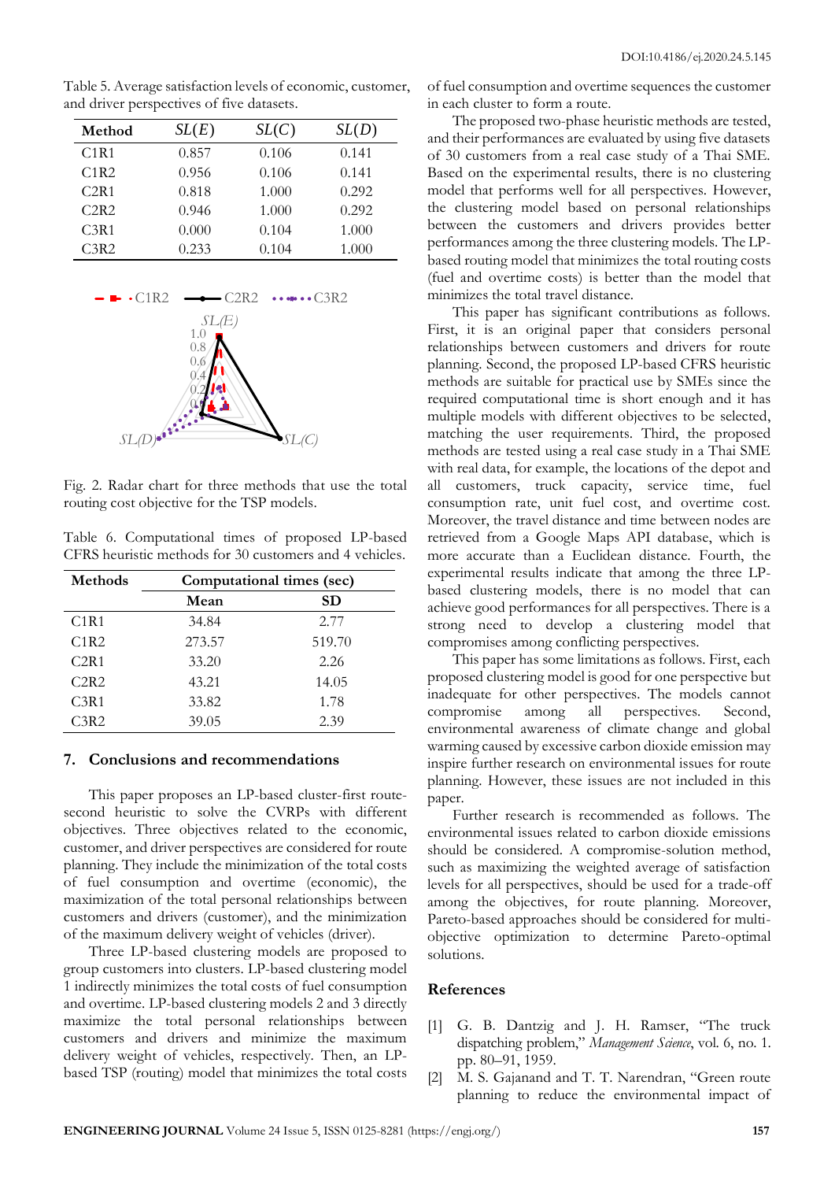Table 5. Average satisfaction levels of economic, customer, and driver perspectives of five datasets.

| Method | $SL(E)$ | $SL(C)$ | $SL(D)$ |
|---|---|---|---|
| C1R1 | 0.857 | 0.106 | 0.141 |
| C1R2 | 0.956 | 0.106 | 0.141 |
| C2R1 | 0.818 | 1.000 | 0.292 |
| C2R2 | 0.946 | 1.000 | 0.292 |
| C3R1 | 0.000 | 0.104 | 1.000 |
| C3R2 | 0.233 | 0.104 | 1.000 |

Fig. 2. Radar chart for three methods that use the total routing cost objective for the TSP models.

Table 6. Computational times of proposed LP-based CFRS heuristic methods for 30 customers and 4 vehicles.

| Methods | Computational times (sec) | |
|---|---|---|
| | **Mean** | **SD** |
| C1R1 | 34.84 | 2.77 |
| C1R2 | 273.57 | 519.70 |
| C2R1 | 33.20 | 2.26 |
| C2R2 | 43.21 | 14.05 |
| C3R1 | 33.82 | 1.78 |
| C3R2 | 39.05 | 2.39 |

## 7. Conclusions and recommendations

This paper proposes an LP-based cluster-first route-second heuristic to solve the CVRPs with different objectives. Three objectives related to the economic, customer, and driver perspectives are considered for route planning. They include the minimization of the total costs of fuel consumption and overtime (economic), the maximization of the total personal relationships between customers and drivers (customer), and the minimization of the maximum delivery weight of vehicles (driver).

Three LP-based clustering models are proposed to group customers into clusters. LP-based clustering model 1 indirectly minimizes the total costs of fuel consumption and overtime. LP-based clustering models 2 and 3 directly maximize the total personal relationships between customers and drivers and minimize the maximum delivery weight of vehicles, respectively. Then, an LP-based TSP (routing) model that minimizes the total costs of fuel consumption and overtime sequences the customer in each cluster to form a route.

The proposed two-phase heuristic methods are tested, and their performances are evaluated by using five datasets of 30 customers from a real case study of a Thai SME. Based on the experimental results, there is no clustering model that performs well for all perspectives. However, the clustering model based on personal relationships between the customers and drivers provides better performances among the three clustering models. The LP-based routing model that minimizes the total routing costs (fuel and overtime costs) is better than the model that minimizes the total travel distance.

This paper has significant contributions as follows. First, it is an original paper that considers personal relationships between customers and drivers for route planning. Second, the proposed LP-based CFRS heuristic methods are suitable for practical use by SMEs since the required computational time is short enough and it has multiple models with different objectives to be selected, matching the user requirements. Third, the proposed methods are tested using a real case study in a Thai SME with real data, for example, the locations of the depot and all customers, truck capacity, service time, fuel consumption rate, unit fuel cost, and overtime cost. Moreover, the travel distance and time between nodes are retrieved from a Google Maps API database, which is more accurate than a Euclidean distance. Fourth, the experimental results indicate that among the three LP-based clustering models, there is no model that can achieve good performances for all perspectives. There is a strong need to develop a clustering model that compromises among conflicting perspectives.

This paper has some limitations as follows. First, each proposed clustering model is good for one perspective but inadequate for other perspectives. The models cannot compromise among all perspectives. Second, environmental awareness of climate change and global warming caused by excessive carbon dioxide emission may inspire further research on environmental issues for route planning. However, these issues are not included in this paper.

Further research is recommended as follows. The environmental issues related to carbon dioxide emissions should be considered. A compromise-solution method, such as maximizing the weighted average of satisfaction levels for all perspectives, should be used for a trade-off among the objectives, for route planning. Moreover, Pareto-based approaches should be considered for multi-objective optimization to determine Pareto-optimal solutions.

## References

[1] G. B. Dantzig and J. H. Ramser, "The truck dispatching problem," *Management Science*, vol. 6, no. 1. pp. 80–91, 1959.

[2] M. S. Gajanand and T. T. Narendran, "Green route planning to reduce the environmental impact of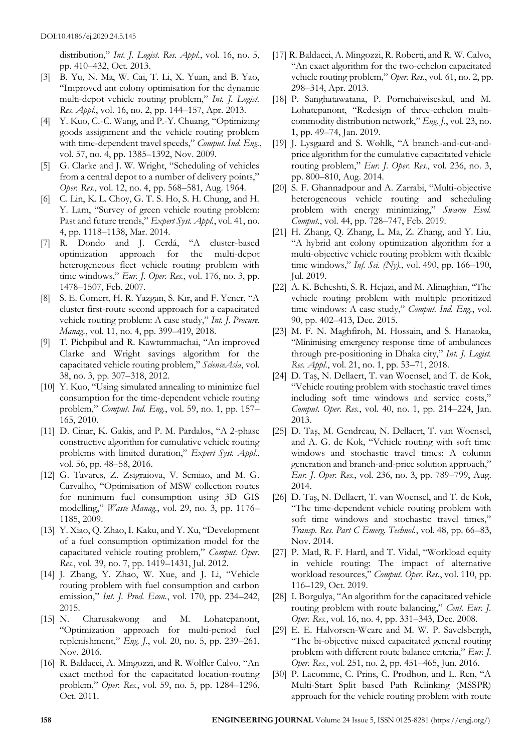distribution," *Int. J. Logist. Res. Appl.*, vol. 16, no. 5, pp. 410–432, Oct. 2013.

[3] B. Yu, N. Ma, W. Cai, T. Li, X. Yuan, and B. Yao, "Improved ant colony optimisation for the dynamic multi-depot vehicle routing problem," *Int. J. Logist. Res. Appl.*, vol. 16, no. 2, pp. 144–157, Apr. 2013.

[4] Y. Kuo, C.-C. Wang, and P.-Y. Chuang, "Optimizing goods assignment and the vehicle routing problem with time-dependent travel speeds," *Comput. Ind. Eng.*, vol. 57, no. 4, pp. 1385–1392, Nov. 2009.

[5] G. Clarke and J. W. Wright, "Scheduling of vehicles from a central depot to a number of delivery points," *Oper. Res.*, vol. 12, no. 4, pp. 568–581, Aug. 1964.

[6] C. Lin, K. L. Choy, G. T. S. Ho, S. H. Chung, and H. Y. Lam, "Survey of green vehicle routing problem: Past and future trends," *Expert Syst. Appl.*, vol. 41, no. 4, pp. 1118–1138, Mar. 2014.

[7] R. Dondo and J. Cerdá, "A cluster-based optimization approach for the multi-depot heterogeneous fleet vehicle routing problem with time windows," *Eur. J. Oper. Res.*, vol. 176, no. 3, pp. 1478–1507, Feb. 2007.

[8] S. E. Comert, H. R. Yazgan, S. Kır, and F. Yener, "A cluster first-route second approach for a capacitated vehicle routing problem: A case study," *Int. J. Procure. Manag.*, vol. 11, no. 4, pp. 399–419, 2018.

[9] T. Pichpibul and R. Kawtummachai, "An improved Clarke and Wright savings algorithm for the capacitated vehicle routing problem," *ScienceAsia*, vol. 38, no. 3, pp. 307–318, 2012.

[10] Y. Kuo, "Using simulated annealing to minimize fuel consumption for the time-dependent vehicle routing problem," *Comput. Ind. Eng.*, vol. 59, no. 1, pp. 157–165, 2010.

[11] D. Cinar, K. Gakis, and P. M. Pardalos, "A 2-phase constructive algorithm for cumulative vehicle routing problems with limited duration," *Expert Syst. Appl.*, vol. 56, pp. 48–58, 2016.

[12] G. Tavares, Z. Zsigraiova, V. Semiao, and M. G. Carvalho, "Optimisation of MSW collection routes for minimum fuel consumption using 3D GIS modelling," *Waste Manag.*, vol. 29, no. 3, pp. 1176–1185, 2009.

[13] Y. Xiao, Q. Zhao, I. Kaku, and Y. Xu, "Development of a fuel consumption optimization model for the capacitated vehicle routing problem," *Comput. Oper. Res.*, vol. 39, no. 7, pp. 1419–1431, Jul. 2012.

[14] J. Zhang, Y. Zhao, W. Xue, and J. Li, "Vehicle routing problem with fuel consumption and carbon emission," *Int. J. Prod. Econ.*, vol. 170, pp. 234–242, 2015.

[15] N. Charusakwong and M. Lohatepanont, "Optimization approach for multi-period fuel replenishment," *Eng. J.*, vol. 20, no. 5, pp. 239–261, Nov. 2016.

[16] R. Baldacci, A. Mingozzi, and R. Wolfler Calvo, "An exact method for the capacitated location-routing problem," *Oper. Res.*, vol. 59, no. 5, pp. 1284–1296, Oct. 2011.

[17] R. Baldacci, A. Mingozzi, R. Roberti, and R. W. Calvo, "An exact algorithm for the two-echelon capacitated vehicle routing problem," *Oper. Res.*, vol. 61, no. 2, pp. 298–314, Apr. 2013.

[18] P. Sanghatawatana, P. Pornchaiwiseskul, and M. Lohatepanont, "Redesign of three-echelon multi-commodity distribution network," *Eng. J.*, vol. 23, no. 1, pp. 49–74, Jan. 2019.

[19] J. Lysgaard and S. Wøhlk, "A branch-and-cut-and-price algorithm for the cumulative capacitated vehicle routing problem," *Eur. J. Oper. Res.*, vol. 236, no. 3, pp. 800–810, Aug. 2014.

[20] S. F. Ghannadpour and A. Zarrabi, "Multi-objective heterogeneous vehicle routing and scheduling problem with energy minimizing," *Swarm Evol. Comput.*, vol. 44, pp. 728–747, Feb. 2019.

[21] H. Zhang, Q. Zhang, L. Ma, Z. Zhang, and Y. Liu, "A hybrid ant colony optimization algorithm for a multi-objective vehicle routing problem with flexible time windows," *Inf. Sci. (Ny).*, vol. 490, pp. 166–190, Jul. 2019.

[22] A. K. Beheshti, S. R. Hejazi, and M. Alinaghian, "The vehicle routing problem with multiple prioritized time windows: A case study," *Comput. Ind. Eng.*, vol. 90, pp. 402–413, Dec. 2015.

[23] M. F. N. Maghfiroh, M. Hossain, and S. Hanaoka, "Minimising emergency response time of ambulances through pre-positioning in Dhaka city," *Int. J. Logist. Res. Appl.*, vol. 21, no. 1, pp. 53–71, 2018.

[24] D. Taş, N. Dellaert, T. van Woensel, and T. de Kok, "Vehicle routing problem with stochastic travel times including soft time windows and service costs," *Comput. Oper. Res.*, vol. 40, no. 1, pp. 214–224, Jan. 2013.

[25] D. Taş, M. Gendreau, N. Dellaert, T. van Woensel, and A. G. de Kok, "Vehicle routing with soft time windows and stochastic travel times: A column generation and branch-and-price solution approach," *Eur. J. Oper. Res.*, vol. 236, no. 3, pp. 789–799, Aug. 2014.

[26] D. Taş, N. Dellaert, T. van Woensel, and T. de Kok, "The time-dependent vehicle routing problem with soft time windows and stochastic travel times," *Transp. Res. Part C Emerg. Technol.*, vol. 48, pp. 66–83, Nov. 2014.

[27] P. Matl, R. F. Hartl, and T. Vidal, "Workload equity in vehicle routing: The impact of alternative workload resources," *Comput. Oper. Res.*, vol. 110, pp. 116–129, Oct. 2019.

[28] I. Borgulya, "An algorithm for the capacitated vehicle routing problem with route balancing," *Cent. Eur. J. Oper. Res.*, vol. 16, no. 4, pp. 331–343, Dec. 2008.

[29] E. E. Halvorsen-Weare and M. W. P. Savelsbergh, "The bi-objective mixed capacitated general routing problem with different route balance criteria," *Eur. J. Oper. Res.*, vol. 251, no. 2, pp. 451–465, Jun. 2016.

[30] P. Lacomme, C. Prins, C. Prodhon, and L. Ren, "A Multi-Start Split based Path Relinking (MSSPR) approach for the vehicle routing problem with route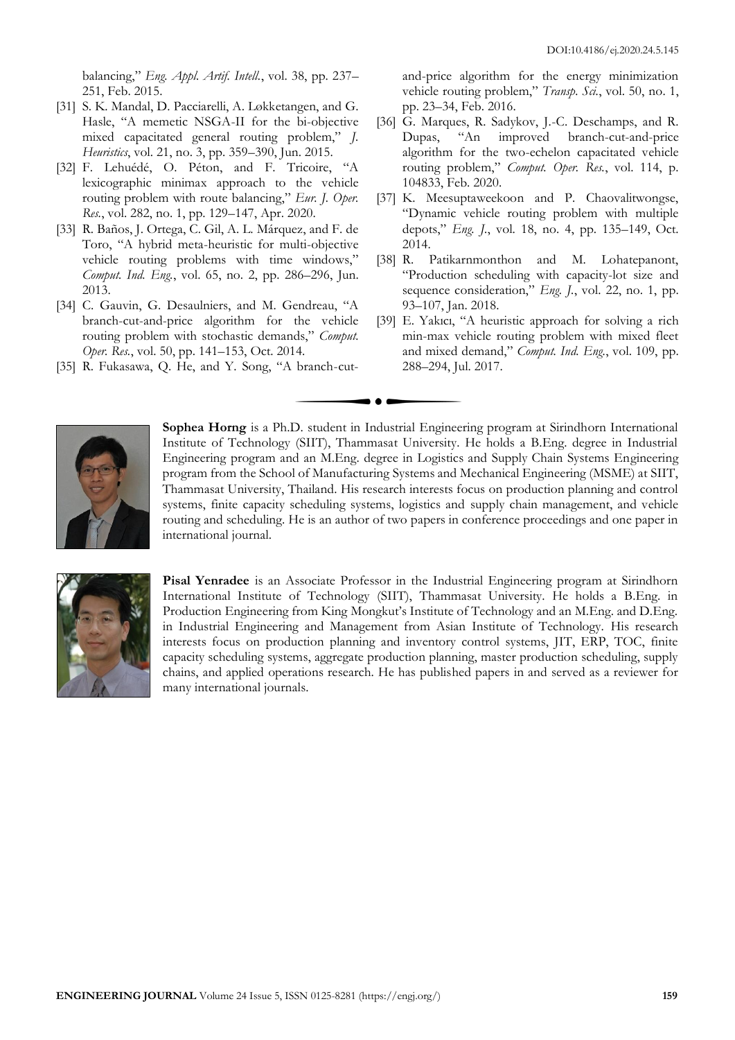balancing," *Eng. Appl. Artif. Intell.*, vol. 38, pp. 237–251, Feb. 2015.

[31] S. K. Mandal, D. Pacciarelli, A. Løkketangen, and G. Hasle, "A memetic NSGA-II for the bi-objective mixed capacitated general routing problem," *J. Heuristics*, vol. 21, no. 3, pp. 359–390, Jun. 2015.

[32] F. Lehuédé, O. Péton, and F. Tricoire, "A lexicographic minimax approach to the vehicle routing problem with route balancing," *Eur. J. Oper. Res.*, vol. 282, no. 1, pp. 129–147, Apr. 2020.

[33] R. Baños, J. Ortega, C. Gil, A. L. Márquez, and F. de Toro, "A hybrid meta-heuristic for multi-objective vehicle routing problems with time windows," *Comput. Ind. Eng.*, vol. 65, no. 2, pp. 286–296, Jun. 2013.

[34] C. Gauvin, G. Desaulniers, and M. Gendreau, "A branch-cut-and-price algorithm for the vehicle routing problem with stochastic demands," *Comput. Oper. Res.*, vol. 50, pp. 141–153, Oct. 2014.

[35] R. Fukasawa, Q. He, and Y. Song, "A branch-cut-and-price algorithm for the energy minimization vehicle routing problem," *Transp. Sci.*, vol. 50, no. 1, pp. 23–34, Feb. 2016.

[36] G. Marques, R. Sadykov, J.-C. Deschamps, and R. Dupas, "An improved branch-cut-and-price algorithm for the two-echelon capacitated vehicle routing problem," *Comput. Oper. Res.*, vol. 114, p. 104833, Feb. 2020.

[37] K. Meesuptaweekoon and P. Chaovalitwongse, "Dynamic vehicle routing problem with multiple depots," *Eng. J.*, vol. 18, no. 4, pp. 135–149, Oct. 2014.

[38] R. Patikarnmonthon and M. Lohatepanont, "Production scheduling with capacity-lot size and sequence consideration," *Eng. J.*, vol. 22, no. 1, pp. 93–107, Jan. 2018.

[39] E. Yakıcı, "A heuristic approach for solving a rich min-max vehicle routing problem with mixed fleet and mixed demand," *Comput. Ind. Eng.*, vol. 109, pp. 288–294, Jul. 2017.

**Sophea Horng** is a Ph.D. student in Industrial Engineering program at Sirindhorn International Institute of Technology (SIIT), Thammasat University. He holds a B.Eng. degree in Industrial Engineering program and an M.Eng. degree in Logistics and Supply Chain Systems Engineering program from the School of Manufacturing Systems and Mechanical Engineering (MSME) at SIIT, Thammasat University, Thailand. His research interests focus on production planning and control systems, finite capacity scheduling systems, logistics and supply chain management, and vehicle routing and scheduling. He is an author of two papers in conference proceedings and one paper in international journal.

**Pisal Yenradee** is an Associate Professor in the Industrial Engineering program at Sirindhorn International Institute of Technology (SIIT), Thammasat University. He holds a B.Eng. in Production Engineering from King Mongkut's Institute of Technology and an M.Eng. and D.Eng. in Industrial Engineering and Management from Asian Institute of Technology. His research interests focus on production planning and inventory control systems, JIT, ERP, TOC, finite capacity scheduling systems, aggregate production planning, master production scheduling, supply chains, and applied operations research. He has published papers in and served as a reviewer for many international journals.